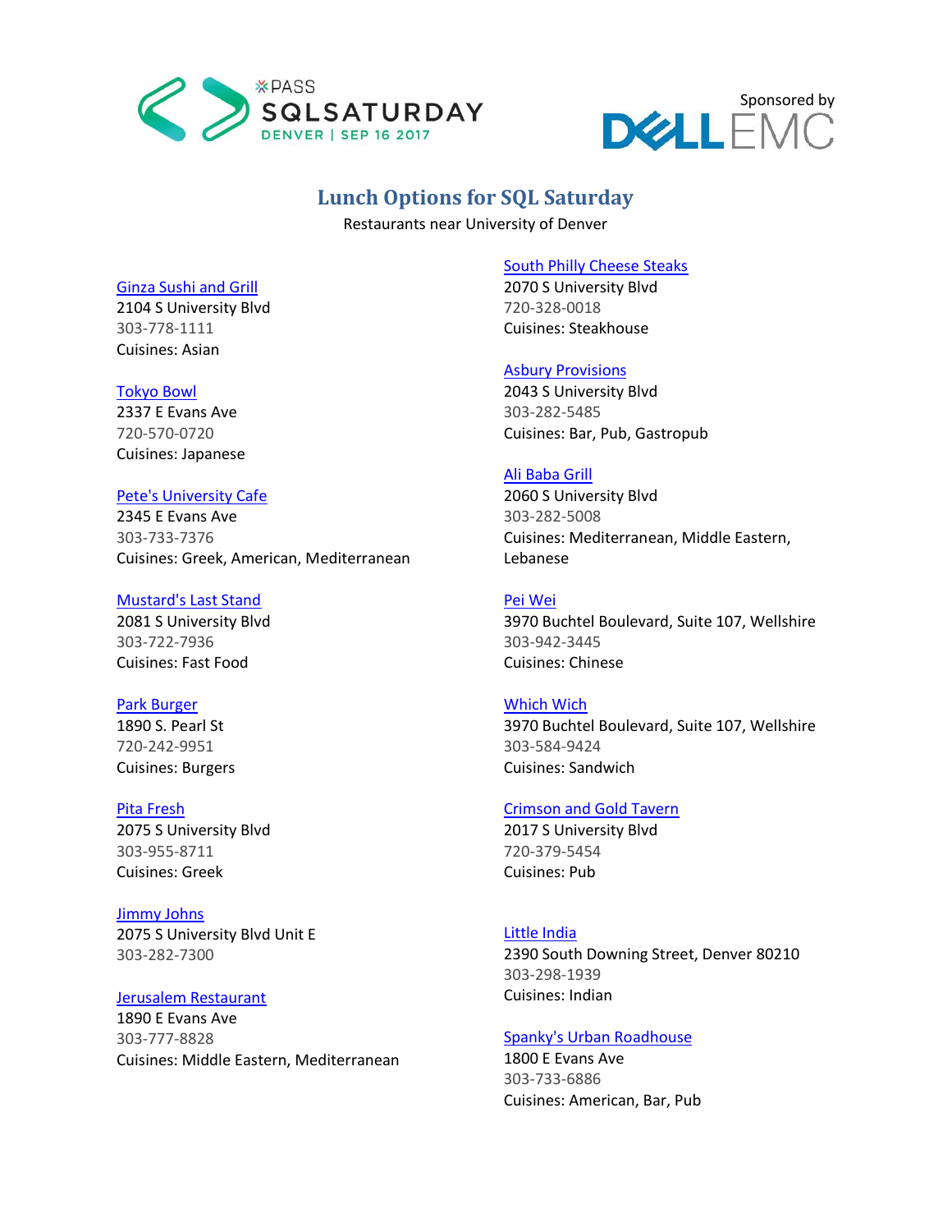PASS SQLSATURDAY DENVER | SEP 16 2017

Sponsored by DELL EMC

# Lunch Options for SQL Saturday

Restaurants near University of Denver

Ginza Sushi and Grill
2104 S University Blvd
303-778-1111
Cuisines: Asian

Tokyo Bowl
2337 E Evans Ave
720-570-0720
Cuisines: Japanese

Pete's University Cafe
2345 E Evans Ave
303-733-7376
Cuisines: Greek, American, Mediterranean

Mustard's Last Stand
2081 S University Blvd
303-722-7936
Cuisines: Fast Food

Park Burger
1890 S. Pearl St
720-242-9951
Cuisines: Burgers

Pita Fresh
2075 S University Blvd
303-955-8711
Cuisines: Greek

Jimmy Johns
2075 S University Blvd Unit E
303-282-7300

Jerusalem Restaurant
1890 E Evans Ave
303-777-8828
Cuisines: Middle Eastern, Mediterranean

South Philly Cheese Steaks
2070 S University Blvd
720-328-0018
Cuisines: Steakhouse

Asbury Provisions
2043 S University Blvd
303-282-5485
Cuisines: Bar, Pub, Gastropub

Ali Baba Grill
2060 S University Blvd
303-282-5008
Cuisines: Mediterranean, Middle Eastern, Lebanese

Pei Wei
3970 Buchtel Boulevard, Suite 107, Wellshire
303-942-3445
Cuisines: Chinese

Which Wich
3970 Buchtel Boulevard, Suite 107, Wellshire
303-584-9424
Cuisines: Sandwich

Crimson and Gold Tavern
2017 S University Blvd
720-379-5454
Cuisines: Pub

Little India
2390 South Downing Street, Denver 80210
303-298-1939
Cuisines: Indian

Spanky's Urban Roadhouse
1800 E Evans Ave
303-733-6886
Cuisines: American, Bar, Pub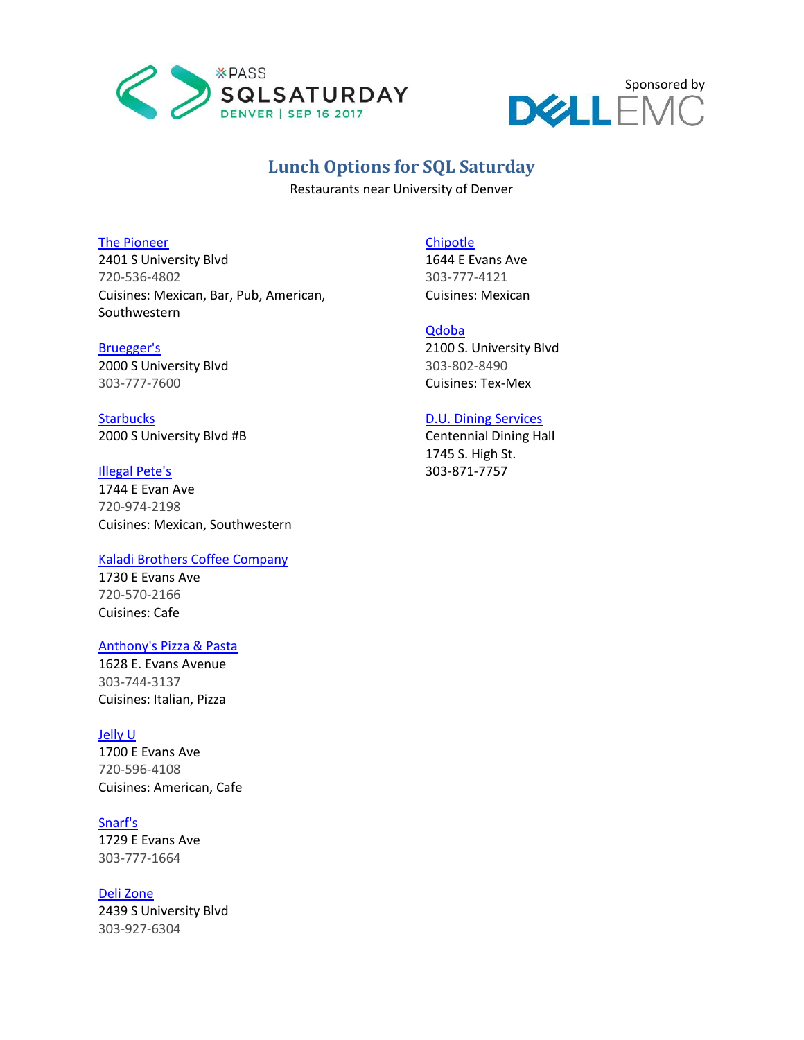PASS SQLSATURDAY DENVER | SEP 16 2017

Sponsored by DELL EMC

# Lunch Options for SQL Saturday

Restaurants near University of Denver

The Pioneer
2401 S University Blvd
720-536-4802
Cuisines: Mexican, Bar, Pub, American, Southwestern

Bruegger's
2000 S University Blvd
303-777-7600

Starbucks
2000 S University Blvd #B

Illegal Pete's
1744 E Evan Ave
720-974-2198
Cuisines: Mexican, Southwestern

Kaladi Brothers Coffee Company
1730 E Evans Ave
720-570-2166
Cuisines: Cafe

Anthony's Pizza & Pasta
1628 E. Evans Avenue
303-744-3137
Cuisines: Italian, Pizza

Jelly U
1700 E Evans Ave
720-596-4108
Cuisines: American, Cafe

Snarf's
1729 E Evans Ave
303-777-1664

Deli Zone
2439 S University Blvd
303-927-6304

Chipotle
1644 E Evans Ave
303-777-4121
Cuisines: Mexican

Qdoba
2100 S. University Blvd
303-802-8490
Cuisines: Tex-Mex

D.U. Dining Services
Centennial Dining Hall
1745 S. High St.
303-871-7757